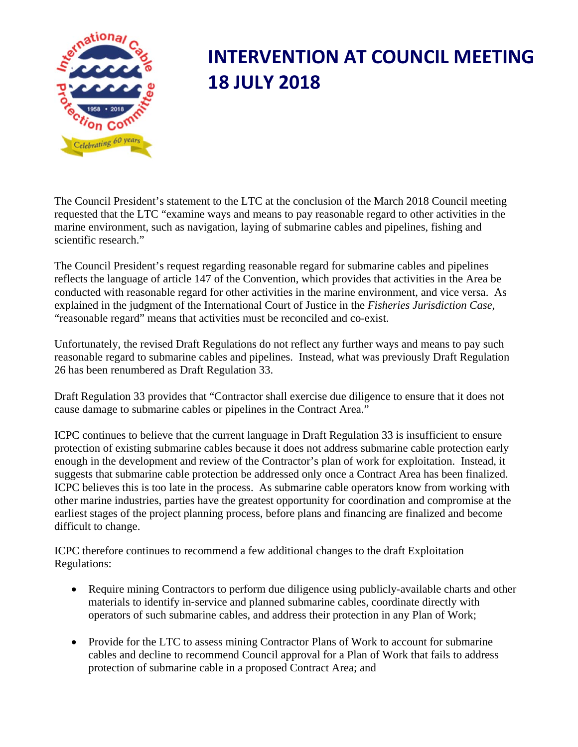# INTERVENTION AT COUNCIL MEETING 18 JULY 2018

The Council President's statement to the LTC at the conclusion of the March 2018 Council meeting requested that the LTC "examine ways and means to pay reasonable regard to other activities in the marine environment, such as navigation, laying of submarine cables and pipelines, fishing and scientific research."

The Council President's request regarding reasonable regard for submarine cables and pipelines reflects the language of article 147 of the Convention, which provides that activities in the Area be conducted with reasonable regard for other activities in the marine environment, and vice versa. As explained in the judgment of the International Court of Justice in the *Fisheries Jurisdiction Case*, "reasonable regard" means that activities must be reconciled and co-exist.

Unfortunately, the revised Draft Regulations do not reflect any further ways and means to pay such reasonable regard to submarine cables and pipelines. Instead, what was previously Draft Regulation 26 has been renumbered as Draft Regulation 33.

Draft Regulation 33 provides that "Contractor shall exercise due diligence to ensure that it does not cause damage to submarine cables or pipelines in the Contract Area."

ICPC continues to believe that the current language in Draft Regulation 33 is insufficient to ensure protection of existing submarine cables because it does not address submarine cable protection early enough in the development and review of the Contractor's plan of work for exploitation. Instead, it suggests that submarine cable protection be addressed only once a Contract Area has been finalized. ICPC believes this is too late in the process. As submarine cable operators know from working with other marine industries, parties have the greatest opportunity for coordination and compromise at the earliest stages of the project planning process, before plans and financing are finalized and become difficult to change.

ICPC therefore continues to recommend a few additional changes to the draft Exploitation Regulations:

- Require mining Contractors to perform due diligence using publicly-available charts and other materials to identify in-service and planned submarine cables, coordinate directly with operators of such submarine cables, and address their protection in any Plan of Work;
- Provide for the LTC to assess mining Contractor Plans of Work to account for submarine cables and decline to recommend Council approval for a Plan of Work that fails to address protection of submarine cable in a proposed Contract Area; and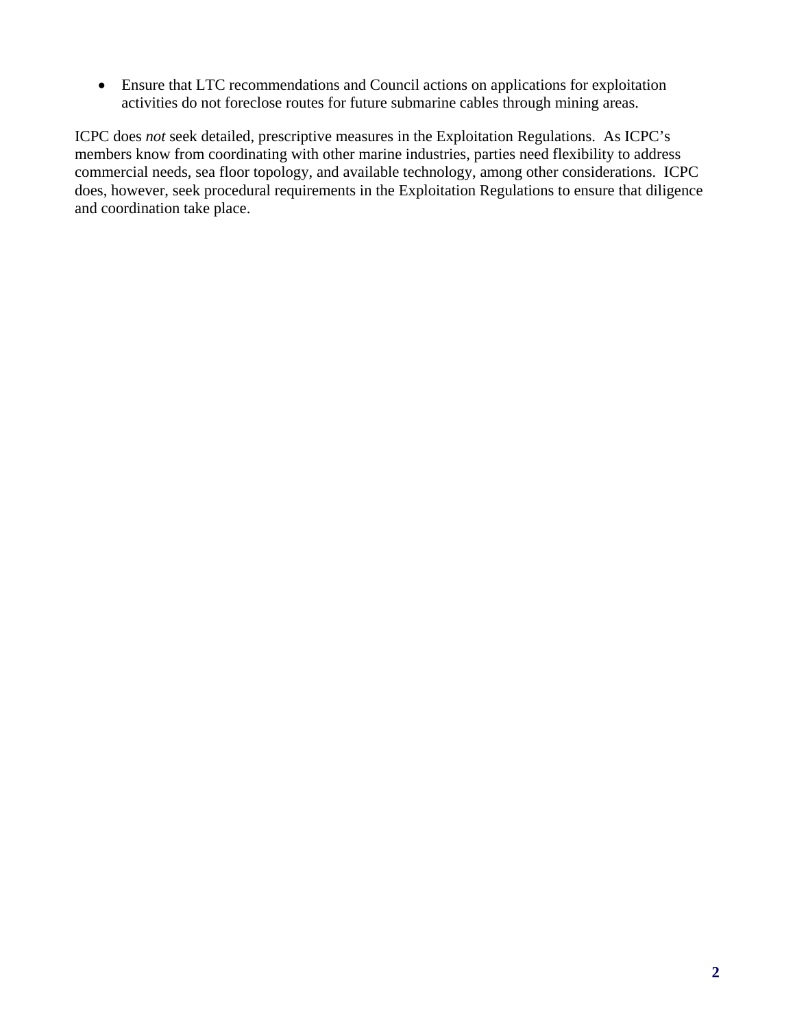- Ensure that LTC recommendations and Council actions on applications for exploitation activities do not foreclose routes for future submarine cables through mining areas.

ICPC does *not* seek detailed, prescriptive measures in the Exploitation Regulations. As ICPC's members know from coordinating with other marine industries, parties need flexibility to address commercial needs, sea floor topology, and available technology, among other considerations. ICPC does, however, seek procedural requirements in the Exploitation Regulations to ensure that diligence and coordination take place.